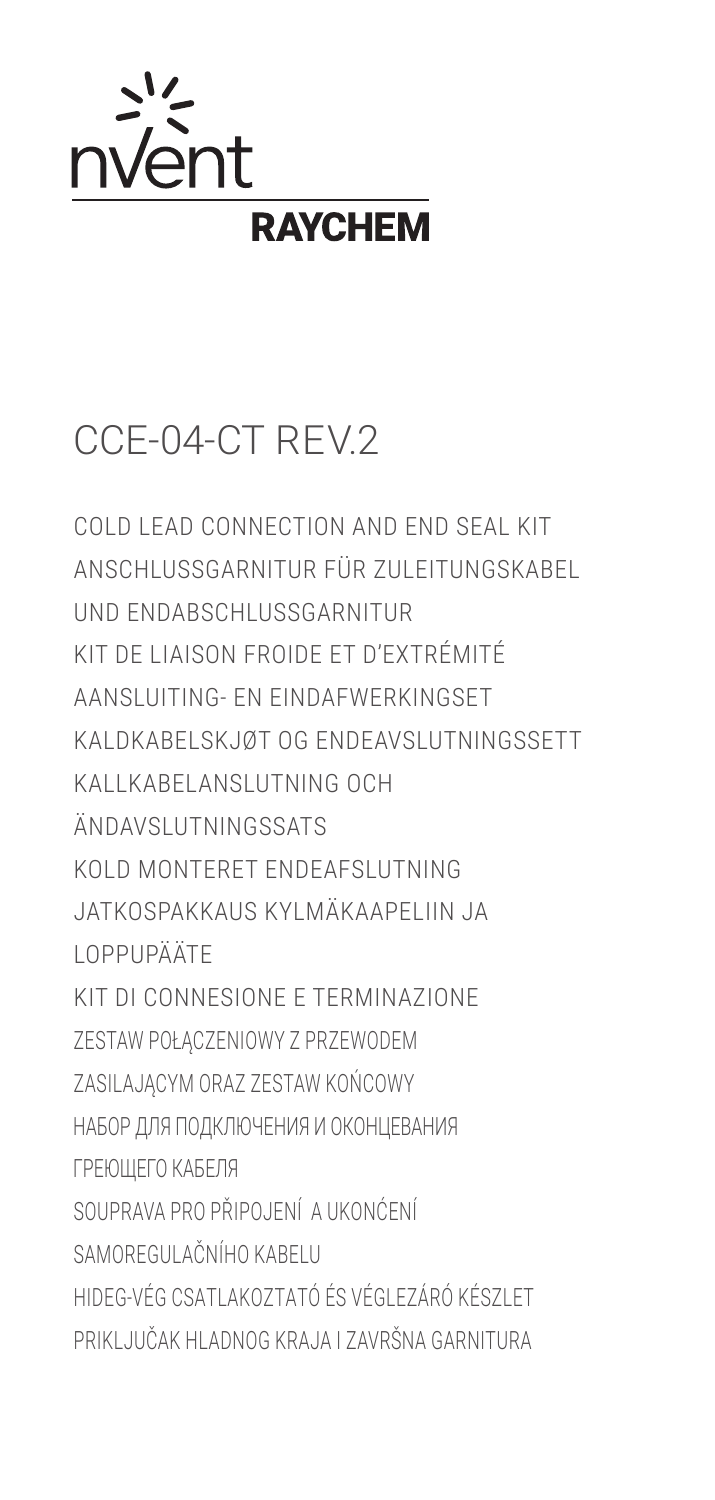nvent

RAYCHEM

# CCE-04-CT REV.2

COLD LEAD CONNECTION AND END SEAL KIT

ANSCHLUSSGARNITUR FÜR ZULEITUNGSKABEL UND ENDABSCHLUSSGARNITUR

KIT DE LIAISON FROIDE ET D'EXTRÉMITÉ

AANSLUITING- EN EINDAFWERKINGSET

KALDKABELSKJØT OG ENDEAVSLUTNINGSSETT

KALLKABELANSLUTNING OCH ÄNDAVSLUTNINGSSATS

KOLD MONTERET ENDEAFSLUTNING

JATKOSPAKKAUS KYLMÄKAAPELIIN JA LOPPUPÄÄTE

KIT DI CONNESIONE E TERMINAZIONE

ZESTAW POŁĄCZENIOWY Z PRZEWODEM ZASILAJĄCYM ORAZ ZESTAW KOŃCOWY

НАБОР ДЛЯ ПОДКЛЮЧЕНИЯ И ОКОНЦЕВАНИЯ ГРЕЮЩЕГО КАБЕЛЯ

SOUPRAVA PRO PŘIPOJENÍ A UKONĆENÍ SAMOREGULAČNÍHO KABELU

HIDEG-VÉG CSATLAKOZTATÓ ÉS VÉGLEZÁRÓ KÉSZLET

PRIKLJUČAK HLADNOG KRAJA I ZAVRŠNA GARNITURA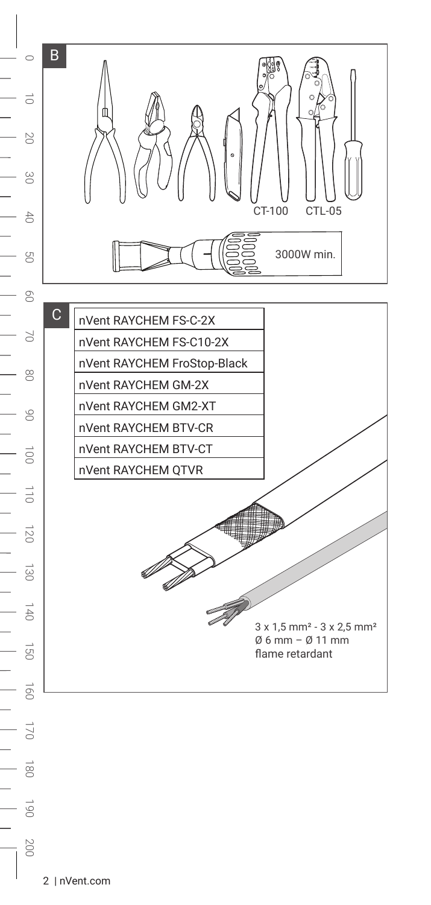B

CT-100 CTL-05

3000W min.

C

| nVent RAYCHEM FS-C-2X |
| --- |
| nVent RAYCHEM FS-C10-2X |
| nVent RAYCHEM FroStop-Black |
| nVent RAYCHEM GM-2X |
| nVent RAYCHEM GM2-XT |
| nVent RAYCHEM BTV-CR |
| nVent RAYCHEM BTV-CT |
| nVent RAYCHEM QTVR |

3 x 1,5 mm² - 3 x 2,5 mm²
Ø 6 mm – Ø 11 mm
flame retardant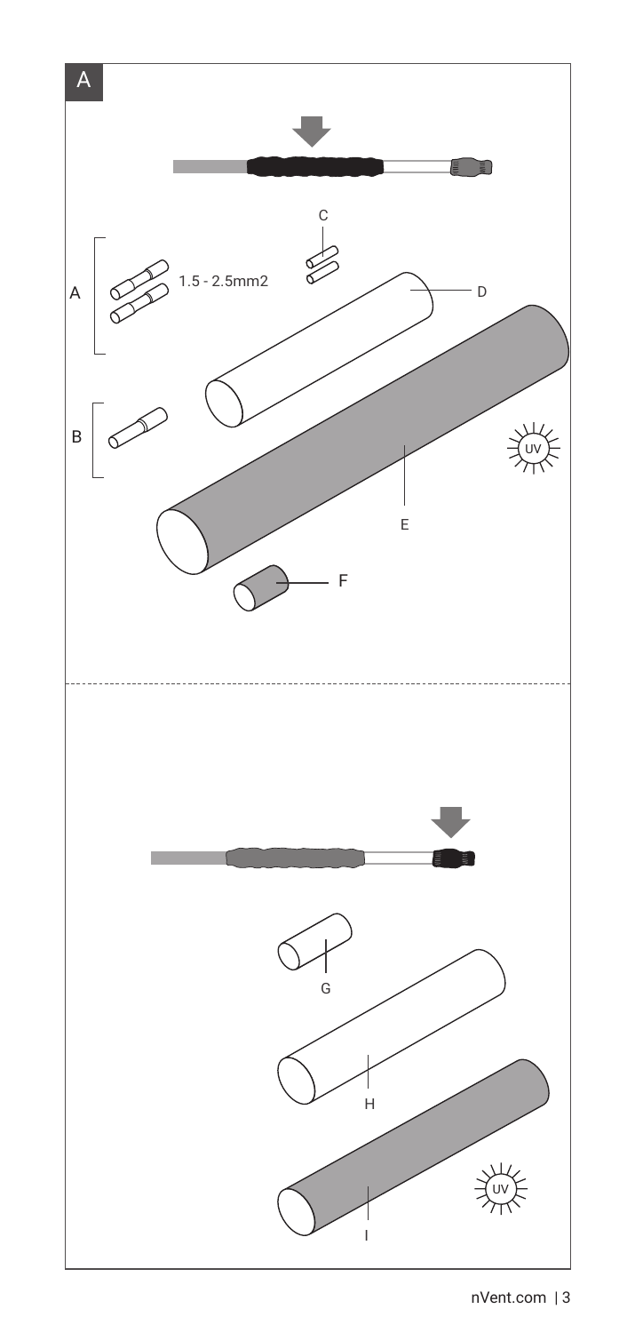A

A

1.5 - 2.5mm2

B

C

D

E

UV

F

G

H

I

UV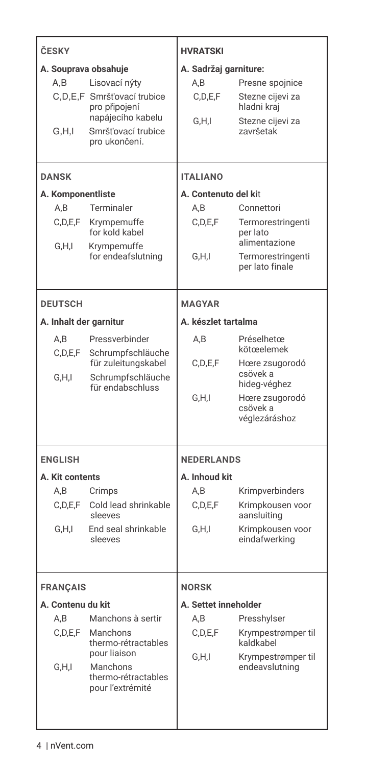## ČESKY

**A. Souprava obsahuje**

| | |
|---|---|
| A,B | Lisovací nýty |
| C,D,E,F | Smršťovací trubice pro připojení napájecího kabelu |
| G,H,I | Smršťovací trubice pro ukončení. |

## HVRATSKI

**A. Sadržaj garniture:**

| | |
|---|---|
| A,B | Presne spojnice |
| C,D,E,F | Stezne cijevi za hladni kraj |
| G,H,I | Stezne cijevi za završetak |

## DANSK

**A. Komponentliste**

| | |
|---|---|
| A,B | Terminaler |
| C,D,E,F | Krympemuffe for kold kabel |
| G,H,I | Krympemuffe for endeafslutning |

## ITALIANO

**A. Contenuto del kit**

| | |
|---|---|
| A,B | Connettori |
| C,D,E,F | Termorestringenti per lato alimentazione |
| G,H,I | Termorestringenti per lato finale |

## DEUTSCH

**A. Inhalt der garnitur**

| | |
|---|---|
| A,B | Pressverbinder |
| C,D,E,F | Schrumpfschläuche für zuleitungskabel |
| G,H,I | Schrumpfschläuche für endabschluss |

## MAGYAR

**A. készlet tartalma**

| | |
|---|---|
| A,B | Préselhetœ kötœelemek |
| C,D,E,F | Hœre zsugorodó csövek a hideg-véghez |
| G,H,I | Hœre zsugorodó csövek a véglezáráshoz |

## ENGLISH

**A. Kit contents**

| | |
|---|---|
| A,B | Crimps |
| C,D,E,F | Cold lead shrinkable sleeves |
| G,H,I | End seal shrinkable sleeves |

## NEDERLANDS

**A. Inhoud kit**

| | |
|---|---|
| A,B | Krimpverbinders |
| C,D,E,F | Krimpkousen voor aansluiting |
| G,H,I | Krimpkousen voor eindafwerking |

## FRANÇAIS

**A. Contenu du kit**

| | |
|---|---|
| A,B | Manchons à sertir |
| C,D,E,F | Manchons thermo-rétractables pour liaison |
| G,H,I | Manchons thermo-rétractables pour l'extrémité |

## NORSK

**A. Settet inneholder**

| | |
|---|---|
| A,B | Presshylser |
| C,D,E,F | Krympestrømper til kaldkabel |
| G,H,I | Krympestrømper til endeavslutning |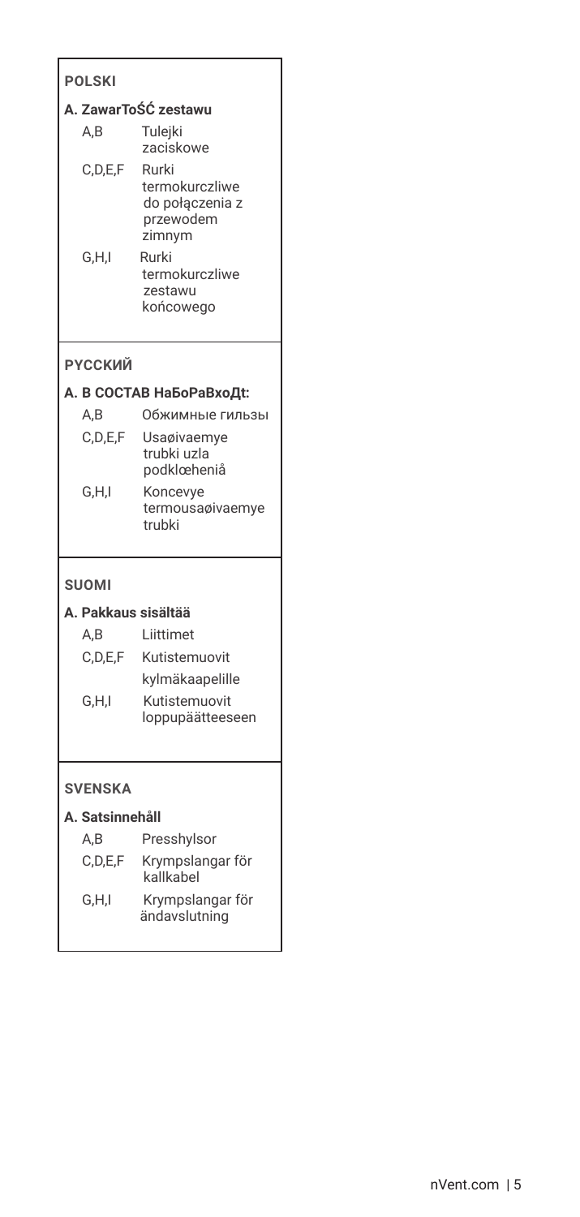**POLSKI**

**A. ZawarToŚĆ zestawu**

| | |
|---|---|
| A,B | Tulejki zaciskowe |
| C,D,E,F | Rurki termokurczliwe do połączenia z przewodem zimnym |
| G,H,I | Rurki termokurczliwe zestawu końcowego |

**PYCCKИЙ**

**A. B COCTAB HaБoPaBxoДt:**

| | |
|---|---|
| A,B | Обжимные гильзы |
| C,D,E,F | Usaøivaemye trubki uzla podklœheniå |
| G,H,I | Koncevye termousaøivaemye trubki |

**SUOMI**

**A. Pakkaus sisältää**

| | |
|---|---|
| A,B | Liittimet |
| C,D,E,F | Kutistemuovit kylmäkaapelille |
| G,H,I | Kutistemuovit loppupäätteeseen |

**SVENSKA**

**A. Satsinnehåll**

| | |
|---|---|
| A,B | Presshylsor |
| C,D,E,F | Krympslangar för kallkabel |
| G,H,I | Krympslangar för ändavslutning |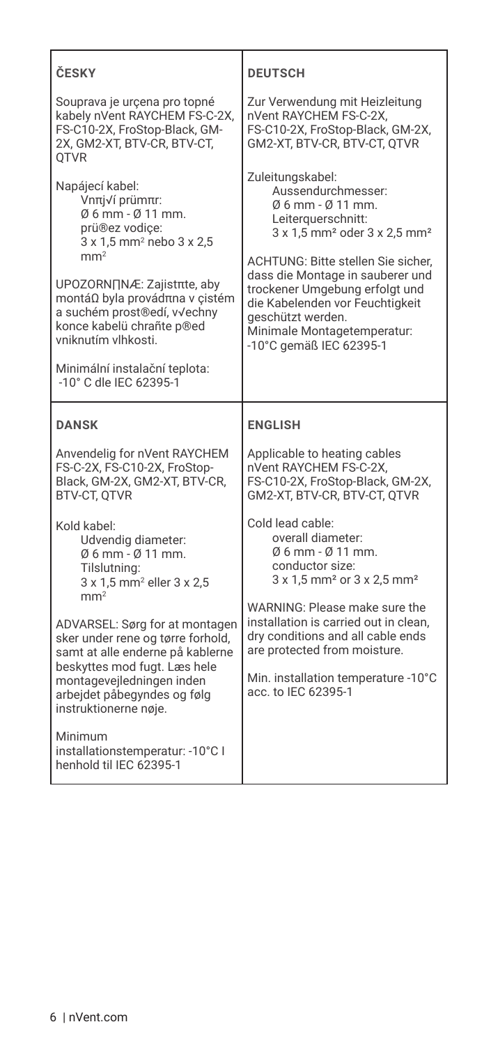## ČESKY

Souprava je určena pro topné kabely nVent RAYCHEM FS-C-2X, FS-C10-2X, FroStop-Black, GM-2X, GM2-XT, BTV-CR, BTV-CT, QTVR

Napájecí kabel:
Vnπj√í prümπr:
Ø 6 mm - Ø 11 mm.
prü®ez vodiçe:
3 x 1,5 $mm^2$ nebo 3 x 2,5 $mm^2$

UPOZORN∏NÆ: Zajistπte, aby montáΩ byla provádπna v çistém a suchém prost®edí, v√echny konce kabelü chrañte p®ed vniknutím vlhkosti.

Minimální instalační teplota: -10° C dle IEC 62395-1

## DEUTSCH

Zur Verwendung mit Heizleitung nVent RAYCHEM FS-C-2X, FS-C10-2X, FroStop-Black, GM-2X, GM2-XT, BTV-CR, BTV-CT, QTVR

Zuleitungskabel:
Aussendurchmesser:
Ø 6 mm - Ø 11 mm.
Leiterquerschnitt:
3 x 1,5 $mm^2$ oder 3 x 2,5 $mm^2$

ACHTUNG: Bitte stellen Sie sicher, dass die Montage in sauberer und trockener Umgebung erfolgt und die Kabelenden vor Feuchtigkeit geschützt werden.
Minimale Montagetemperatur: -10°C gemäß IEC 62395-1

## DANSK

Anvendelig for nVent RAYCHEM FS-C-2X, FS-C10-2X, FroStop-Black, GM-2X, GM2-XT, BTV-CR, BTV-CT, QTVR

Kold kabel:
Udvendig diameter:
Ø 6 mm - Ø 11 mm.
Tilslutning:
3 x 1,5 $mm^2$ eller 3 x 2,5 $mm^2$

ADVARSEL: Sørg for at montagen sker under rene og tørre forhold, samt at alle enderne på kablerne beskyttes mod fugt. Læs hele montagevejledningen inden arbejdet påbegyndes og følg instruktionerne nøje.

Minimum installationstemperatur: -10°C I henhold til IEC 62395-1

## ENGLISH

Applicable to heating cables nVent RAYCHEM FS-C-2X, FS-C10-2X, FroStop-Black, GM-2X, GM2-XT, BTV-CR, BTV-CT, QTVR

Cold lead cable:
overall diameter:
Ø 6 mm - Ø 11 mm.
conductor size:
3 x 1,5 $mm^2$ or 3 x 2,5 $mm^2$

WARNING: Please make sure the installation is carried out in clean, dry conditions and all cable ends are protected from moisture.

Min. installation temperature -10°C acc. to IEC 62395-1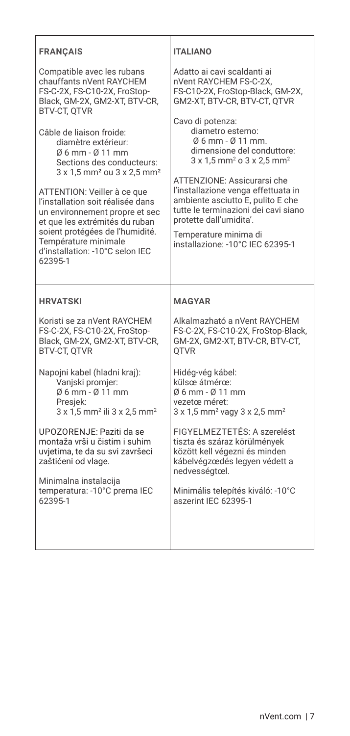## FRANÇAIS

Compatible avec les rubans chauffants nVent RAYCHEM FS-C-2X, FS-C10-2X, FroStop-Black, GM-2X, GM2-XT, BTV-CR, BTV-CT, QTVR

Câble de liaison froide:
- diamètre extérieur: Ø 6 mm - Ø 11 mm
- Sections des conducteurs: 3 x 1,5 mm² ou 3 x 2,5 mm²

ATTENTION: Veiller à ce que l'installation soit réalisée dans un environnement propre et sec et que les extrémités du ruban soient protégées de l'humidité. Température minimale d'installation: -10°C selon IEC 62395-1

## ITALIANO

Adatto ai cavi scaldanti ai nVent RAYCHEM FS-C-2X, FS-C10-2X, FroStop-Black, GM-2X, GM2-XT, BTV-CR, BTV-CT, QTVR

Cavo di potenza:
- diametro esterno: Ø 6 mm - Ø 11 mm.
- dimensione del conduttore: 3 x 1,5 mm² o 3 x 2,5 mm²

ATTENZIONE: Assicurarsi che l'installazione venga effettuata in ambiente asciutto E, pulito E che tutte le terminazioni dei cavi siano protette dall'umidita'.

Temperature minima di installazione: -10°C IEC 62395-1

## HRVATSKI

Koristi se za nVent RAYCHEM FS-C-2X, FS-C10-2X, FroStop-Black, GM-2X, GM2-XT, BTV-CR, BTV-CT, QTVR

Napojni kabel (hladni kraj):
- Vanjski promjer: Ø 6 mm - Ø 11 mm
- Presjek: 3 x 1,5 mm² ili 3 x 2,5 mm²

UPOZORENJE: Paziti da se montaža vrši u čistim i suhim uvjetima, te da su svi završeci zaštićeni od vlage.

Minimalna instalacija temperatura: -10°C prema IEC 62395-1

## MAGYAR

Alkalmazható a nVent RAYCHEM FS-C-2X, FS-C10-2X, FroStop-Black, GM-2X, GM2-XT, BTV-CR, BTV-CT, QTVR

Hidég-vég kábel:
külsœ átmérœ:
Ø 6 mm - Ø 11 mm
vezetœ méret:
3 x 1,5 mm² vagy 3 x 2,5 mm²

FIGYELMEZTETÉS: A szerelést tiszta és száraz körülmények között kell végezni és minden kábelvégzœdés legyen védett a nedvességtœl.

Minimális telepítés kiváló: -10°C aszerint IEC 62395-1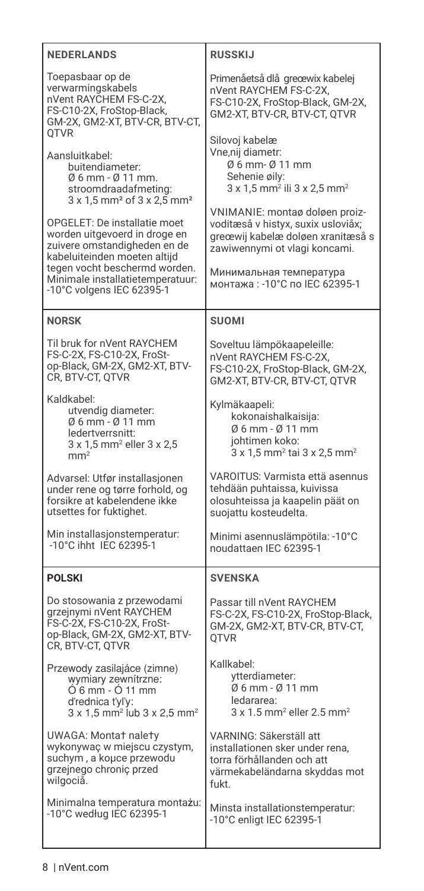## NEDERLANDS

Toepasbaar op de verwarmingskabels nVent RAYCHEM FS-C-2X, FS-C10-2X, FroStop-Black, GM-2X, GM2-XT, BTV-CR, BTV-CT, QTVR

Aansluitkabel:
- buitendiameter: Ø 6 mm - Ø 11 mm.
- stroomdraadafmeting: 3 x 1,5 mm² of 3 x 2,5 mm²

OPGELET: De installatie moet worden uitgevoerd in droge en zuivere omstandigheden en de kabeluiteinden moeten altijd tegen vocht beschermd worden. Minimale installatietemperatuur: -10°C volgens IEC 62395-1

## RUSSKIJ

Primenåetså dlå greœwix kabelej nVent RAYCHEM FS-C-2X, FS-C10-2X, FroStop-Black, GM-2X, GM2-XT, BTV-CR, BTV-CT, QTVR

Silovoj kabelæ
- Vne‚nij diametr: Ø 6 mm- Ø 11 mm
- Sehenie øily: 3 x 1,5 mm² ili 3 x 2,5 mm²

VNIMANIE: montaø doløen proizvoditæså v histyx, suxix usloviåx; greœwij kabelæ doløen xranitæså s zawiwennymi ot vlagi koncami.

Минимальная температура монтажа : -10°C по IEC 62395-1

## NORSK

Til bruk for nVent RAYCHEM FS-C-2X, FS-C10-2X, FroStop-Black, GM-2X, GM2-XT, BTV-CR, BTV-CT, QTVR

Kaldkabel:
- utvendig diameter: Ø 6 mm - Ø 11 mm
- ledertverrsnitt: 3 x 1,5 mm² eller 3 x 2,5 mm²

Advarsel: Utfør installasjonen under rene og tørre forhold, og forsikre at kabelendene ikke utsettes for fuktighet.

Min installasjonstemperatur: -10°C ihht IEC 62395-1

## SUOMI

Soveltuu lämpökaapeleille: nVent RAYCHEM FS-C-2X, FS-C10-2X, FroStop-Black, GM-2X, GM2-XT, BTV-CR, BTV-CT, QTVR

Kylmäkaapeli:
- kokonaishalkaisija: Ø 6 mm - Ø 11 mm
- johtimen koko: 3 x 1,5 mm² tai 3 x 2,5 mm²

VAROITUS: Varmista että asennus tehdään puhtaissa, kuivissa olosuhteissa ja kaapelin päät on suojattu kosteudelta.

Minimi asennuslämpötila: -10°C noudattaen IEC 62395-1

## POLSKI

Do stosowania z przewodami grzejnymi nVent RAYCHEM FS-C-2X, FS-C10-2X, FroStop-Black, GM-2X, GM2-XT, BTV-CR, BTV-CT, QTVR

Przewody zasilajáce (zimne)
- wymiary zewnítrzne: Ó 6 mm - Ó 11 mm
- d'rednica t'yl'y: 3 x 1,5 mm² lub 3 x 2,5 mm²

UWAGA: Montat nalety wykonywaç w miejscu czystym, suchym , a koµce przewodu grzejnego chroniç przed wilgociå.

Minimalna temperatura montażu: -10°C według IEC 62395-1

## SVENSKA

Passar till nVent RAYCHEM FS-C-2X, FS-C10-2X, FroStop-Black, GM-2X, GM2-XT, BTV-CR, BTV-CT, QTVR

Kallkabel:
- ytterdiameter: Ø 6 mm - Ø 11 mm
- ledararea: 3 x 1.5 mm² eller 2.5 mm²

VARNING: Säkerställ att installationen sker under rena, torra förhållanden och att värmekabeländarna skyddas mot fukt.

Minsta installationstemperatur: -10°C enligt IEC 62395-1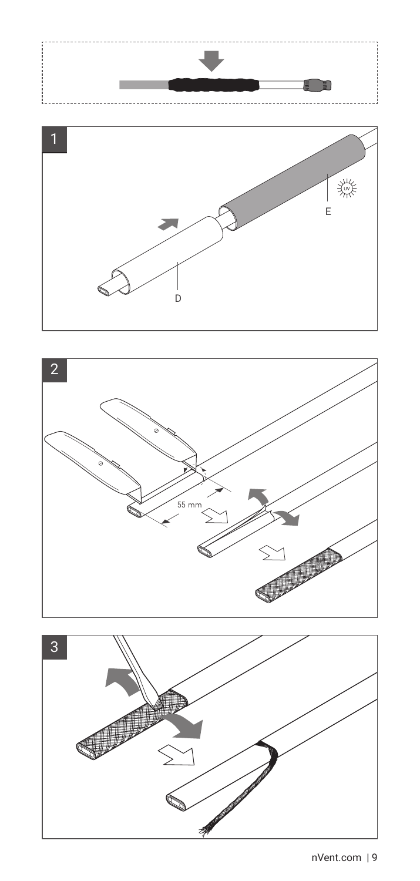1

E

D

2

55 mm

3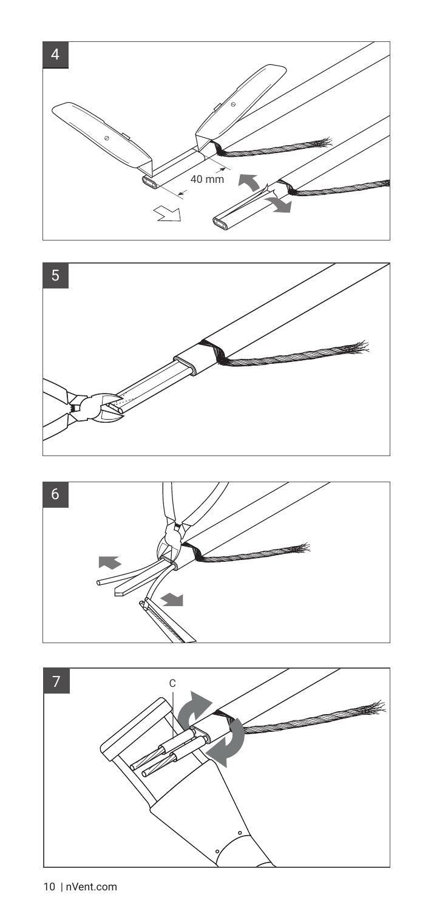4

40 mm

5

6

7

C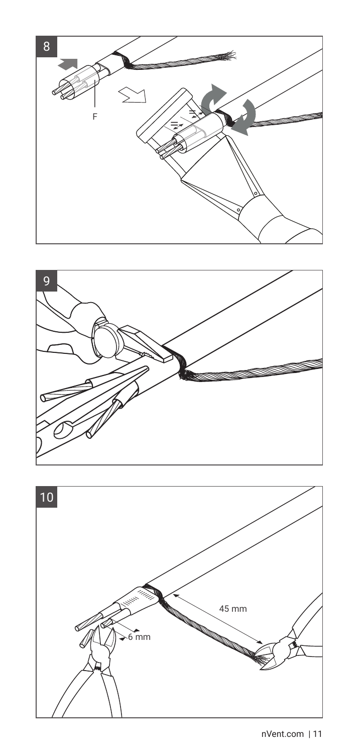8

F

9

10

45 mm

6 mm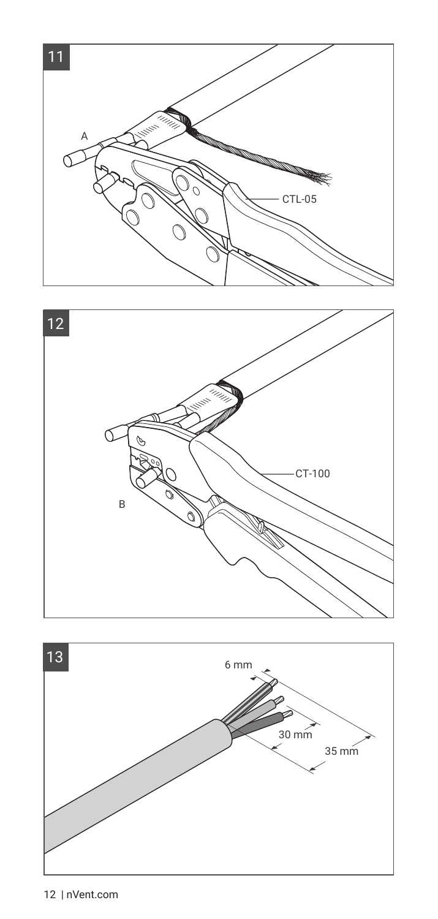11

A

CTL-05

12

CT-100

B

13

6 mm

30 mm

35 mm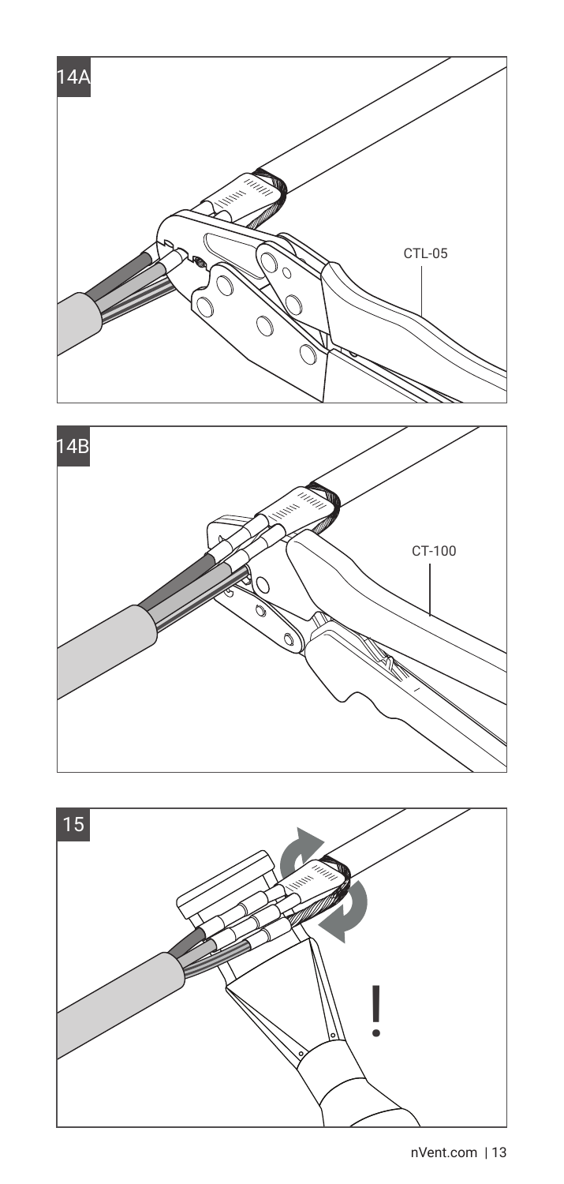14A

CTL-05

14B

CT-100

15

!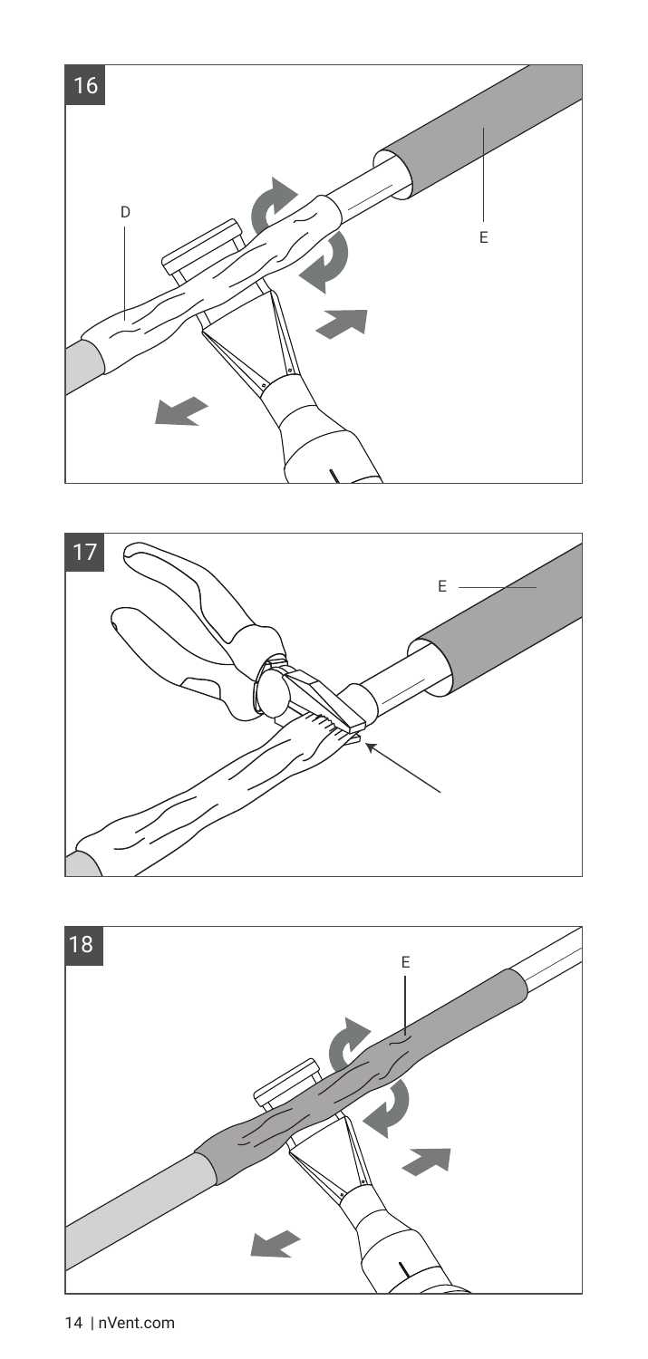16

D

E

17

E

18

E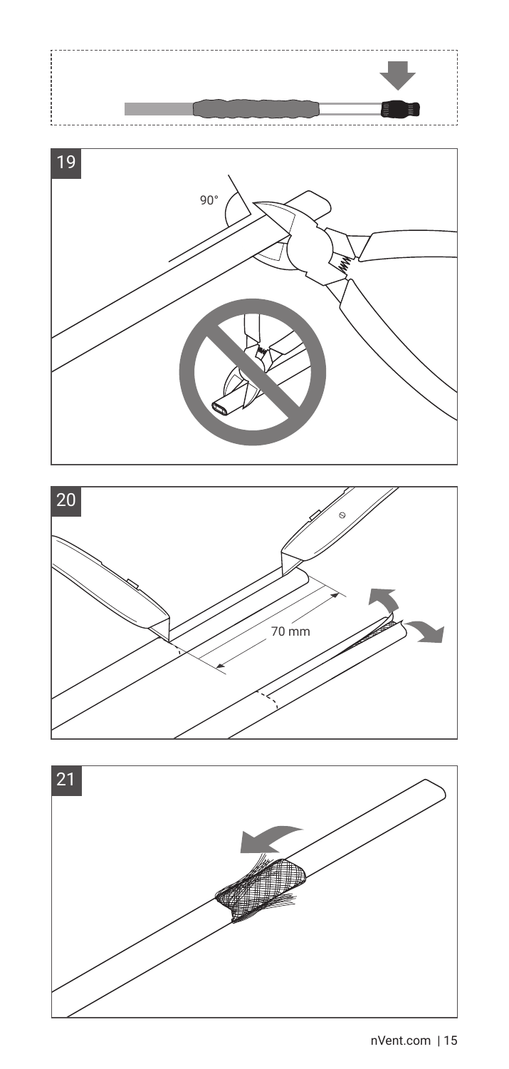19

90°

20

70 mm

21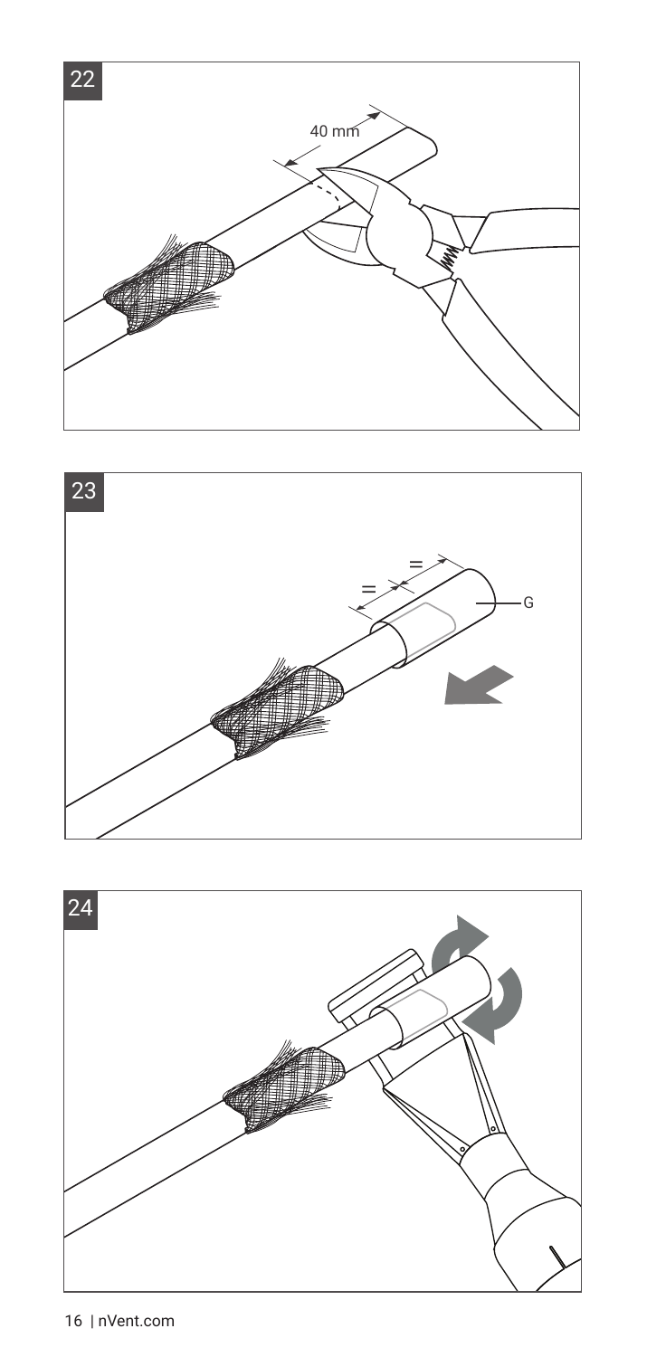22

40 mm

23

=

=

G

24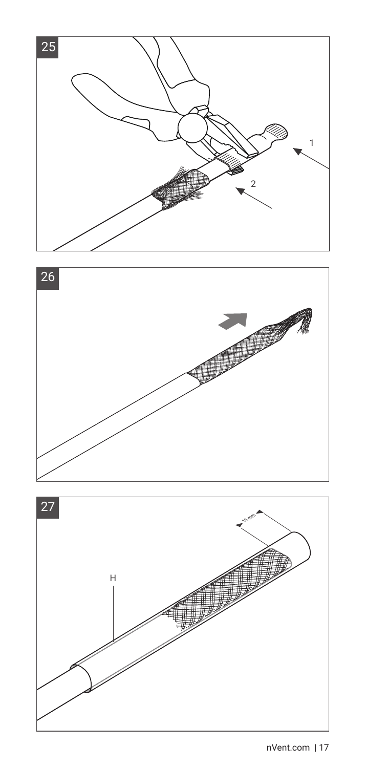25

1

2

26

27

H

15 mm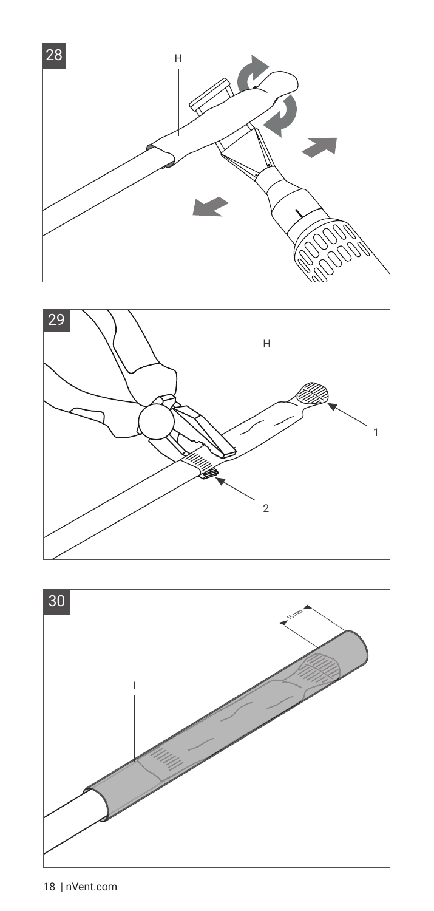28

H

29

H

1

2

30

I

15 mm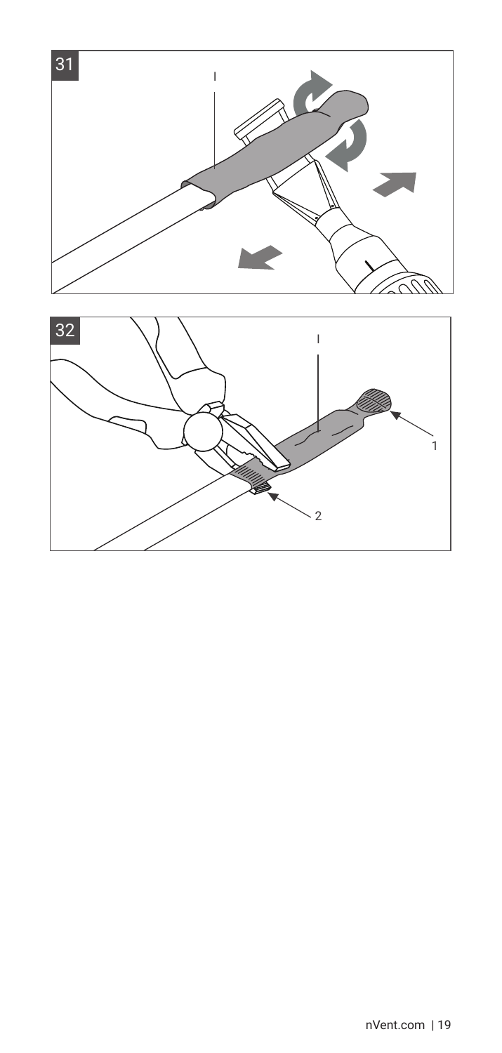31

I

32

I

1

2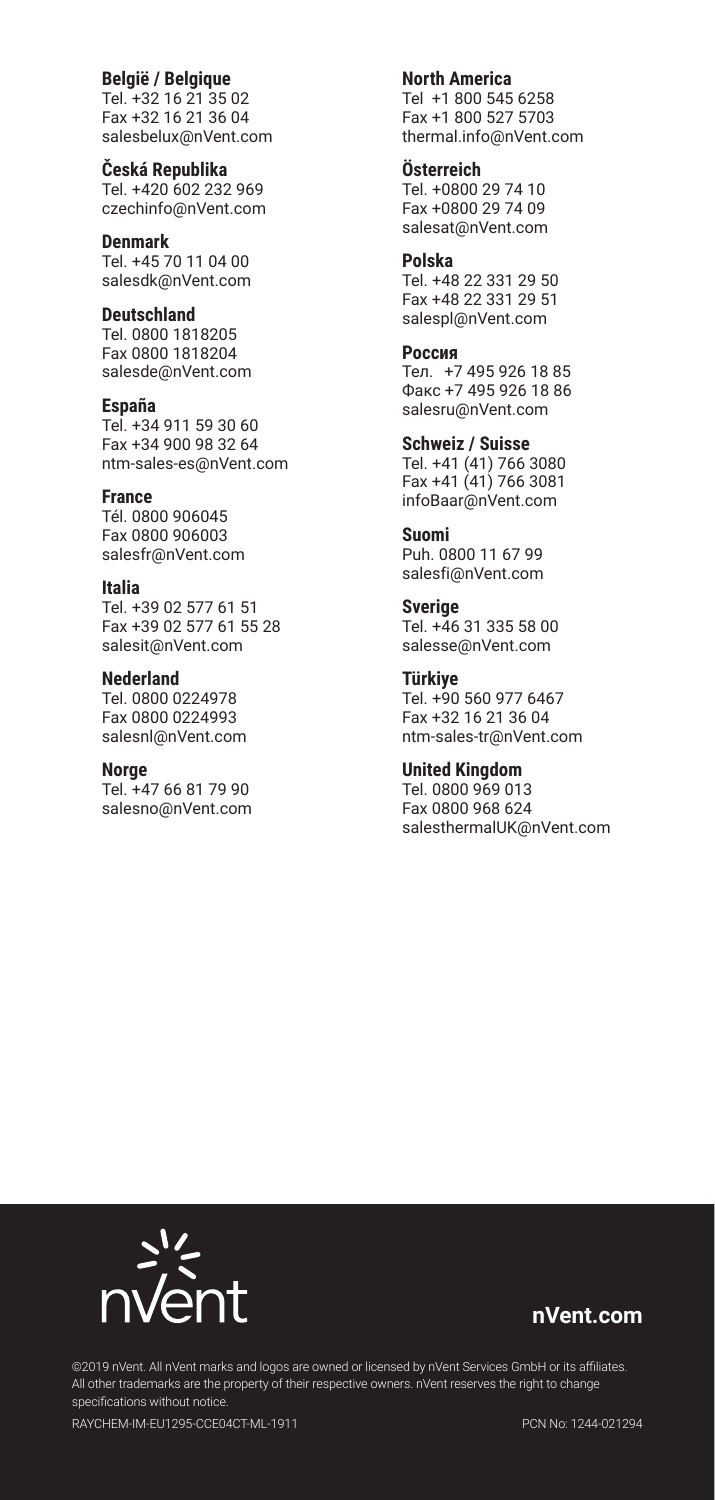**België / Belgique**
Tel. +32 16 21 35 02
Fax +32 16 21 36 04
salesbelux@nVent.com

**Česká Republika**
Tel. +420 602 232 969
czechinfo@nVent.com

**Denmark**
Tel. +45 70 11 04 00
salesdk@nVent.com

**Deutschland**
Tel. 0800 1818205
Fax 0800 1818204
salesde@nVent.com

**España**
Tel. +34 911 59 30 60
Fax +34 900 98 32 64
ntm-sales-es@nVent.com

**France**
Tél. 0800 906045
Fax 0800 906003
salesfr@nVent.com

**Italia**
Tel. +39 02 577 61 51
Fax +39 02 577 61 55 28
salesit@nVent.com

**Nederland**
Tel. 0800 0224978
Fax 0800 0224993
salesnl@nVent.com

**Norge**
Tel. +47 66 81 79 90
salesno@nVent.com

**North America**
Tel +1 800 545 6258
Fax +1 800 527 5703
thermal.info@nVent.com

**Österreich**
Tel. +0800 29 74 10
Fax +0800 29 74 09
salesat@nVent.com

**Polska**
Tel. +48 22 331 29 50
Fax +48 22 331 29 51
salespl@nVent.com

**Россия**
Тел. +7 495 926 18 85
Факс +7 495 926 18 86
salesru@nVent.com

**Schweiz / Suisse**
Tel. +41 (41) 766 3080
Fax +41 (41) 766 3081
infoBaar@nVent.com

**Suomi**
Puh. 0800 11 67 99
salesfi@nVent.com

**Sverige**
Tel. +46 31 335 58 00
salesse@nVent.com

**Türkiye**
Tel. +90 560 977 6467
Fax +32 16 21 36 04
ntm-sales-tr@nVent.com

**United Kingdom**
Tel. 0800 969 013
Fax 0800 968 624
salesthermalUK@nVent.com

nVent

**nVent.com**

©2019 nVent. All nVent marks and logos are owned or licensed by nVent Services GmbH or its affiliates. All other trademarks are the property of their respective owners. nVent reserves the right to change specifications without notice.

RAYCHEM-IM-EU1295-CCE04CT-ML-1911

PCN No: 1244-021294